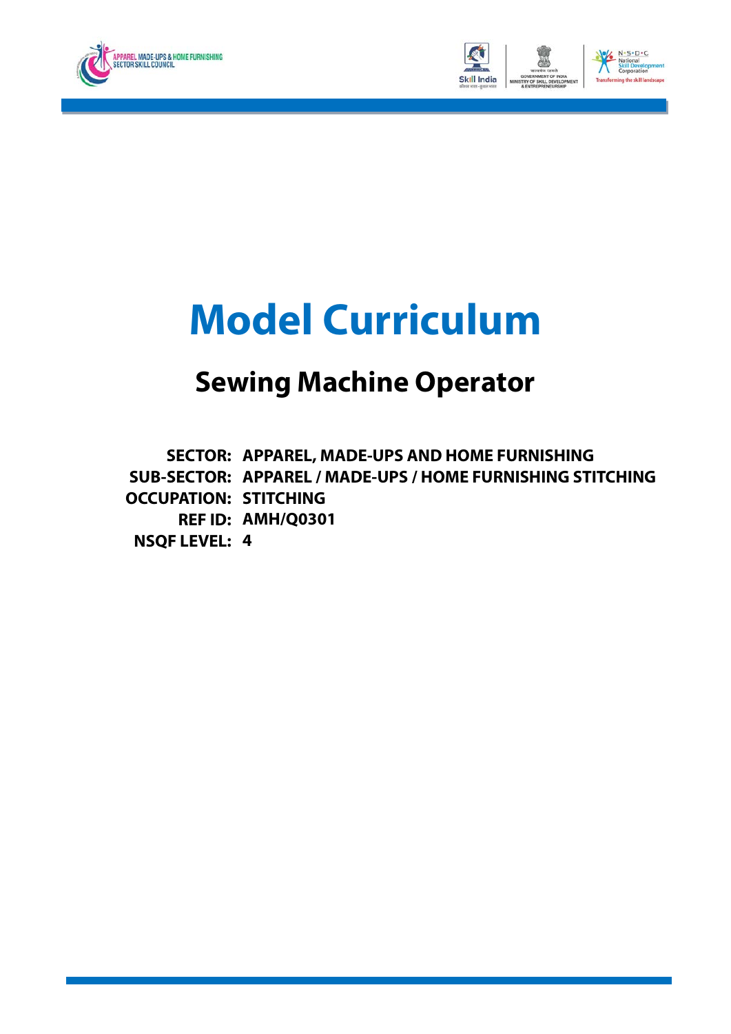# Model Curriculum

## Sewing Machine Operator

**SECTOR:** APPAREL, MADE-UPS AND HOME FURNISHING
**SUB-SECTOR:** APPAREL / MADE-UPS / HOME FURNISHING STITCHING
**OCCUPATION:** STITCHING
**REF ID:** AMH/Q0301
**NSQF LEVEL:** 4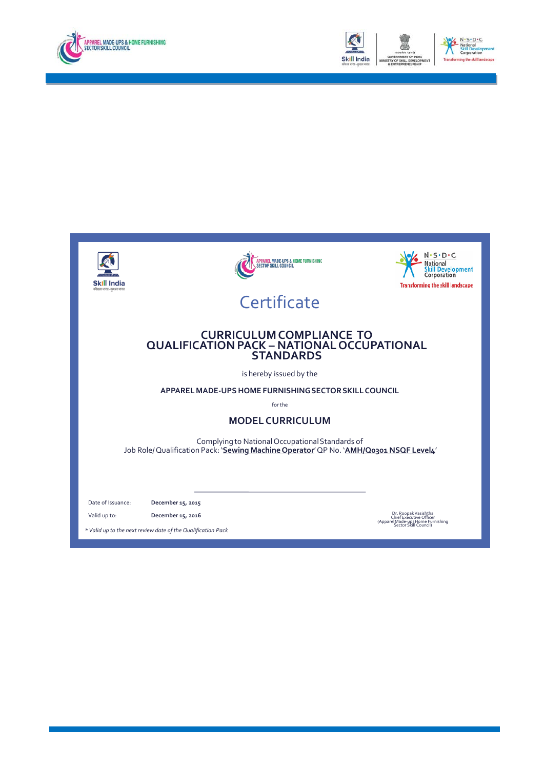# Certificate

## CURRICULUM COMPLIANCE TO QUALIFICATION PACK – NATIONAL OCCUPATIONAL STANDARDS

is hereby issued by the

**APPAREL MADE-UPS HOME FURNISHING SECTOR SKILL COUNCIL**

for the

**MODEL CURRICULUM**

Complying to National Occupational Standards of
Job Role/ Qualification Pack: '**Sewing Machine Operator**' QP No. '**AMH/Q0301 NSQF Level4**'

Date of Issuance: **December 15, 2015**

Valid up to: **December 15, 2016**

*\* Valid up to the next review date of the Qualification Pack*

Dr. Roopak Vasishtha
Chief Executive Officer
(Apparel Made-ups Home Furnishing Sector Skill Council)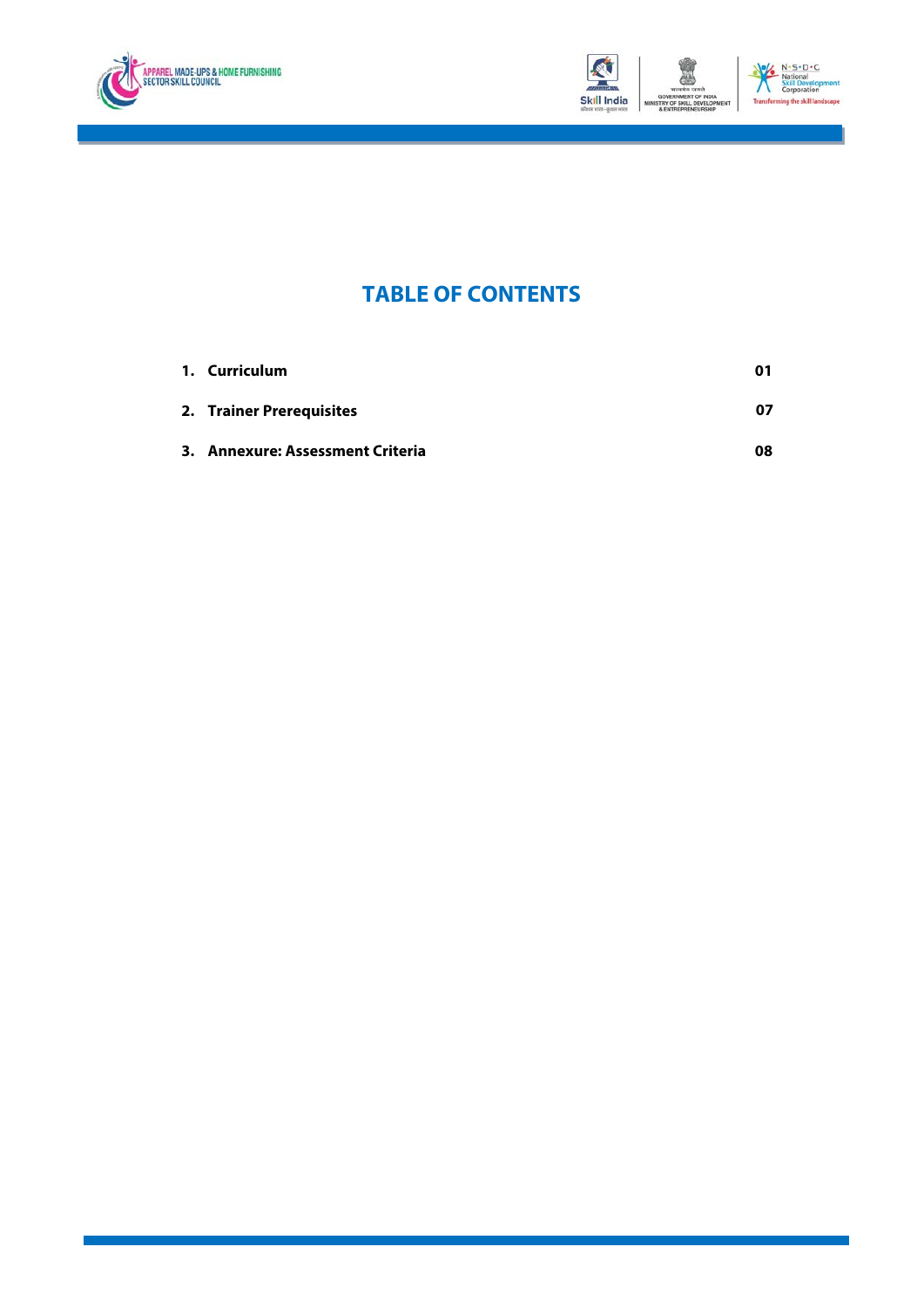# TABLE OF CONTENTS

| | | |
|---|---|---|
| 1. | **Curriculum** | **01** |
| 2. | **Trainer Prerequisites** | **07** |
| 3. | **Annexure: Assessment Criteria** | **08** |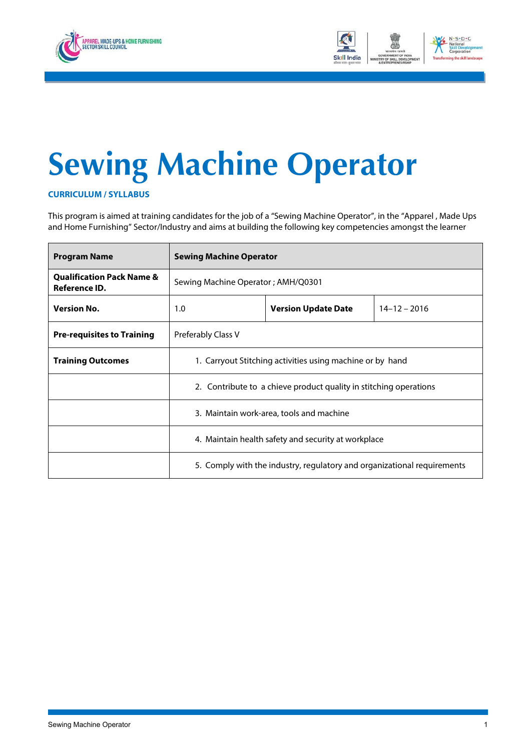# Sewing Machine Operator

**CURRICULUM / SYLLABUS**

This program is aimed at training candidates for the job of a "Sewing Machine Operator", in the "Apparel , Made Ups and Home Furnishing" Sector/Industry and aims at building the following key competencies amongst the learner

| **Program Name** | **Sewing Machine Operator** | | |
|---|---|---|---|
| **Qualification Pack Name & Reference ID.** | Sewing Machine Operator ; AMH/Q0301 | | |
| **Version No.** | 1.0 | **Version Update Date** | 14–12 – 2016 |
| **Pre-requisites to Training** | Preferably Class V | | |
| **Training Outcomes** | 1. Carryout Stitching activities using machine or by hand | | |
| | 2. Contribute to a chieve product quality in stitching operations | | |
| | 3. Maintain work-area, tools and machine | | |
| | 4. Maintain health safety and security at workplace | | |
| | 5. Comply with the industry, regulatory and organizational requirements | | |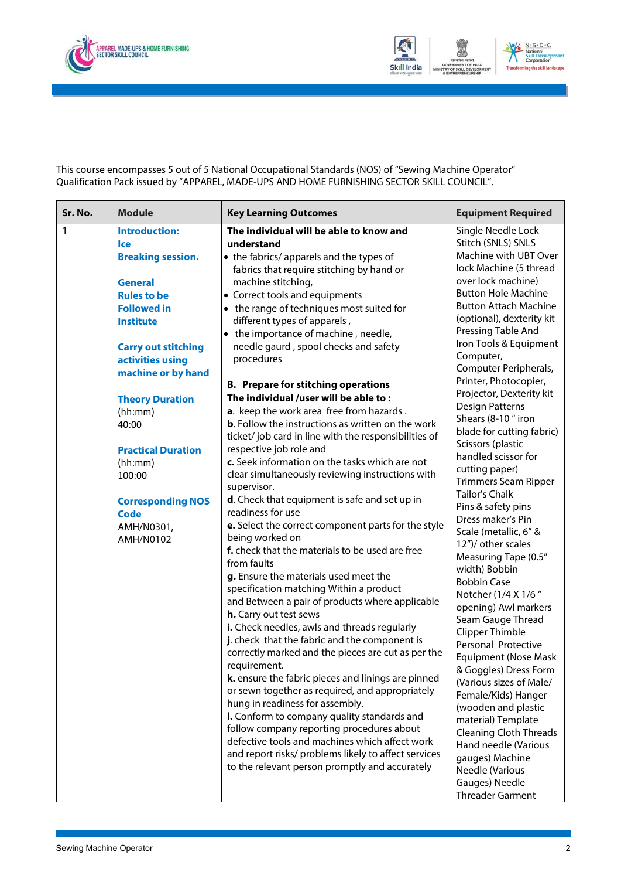This course encompasses 5 out of 5 National Occupational Standards (NOS) of "Sewing Machine Operator" Qualification Pack issued by "APPAREL, MADE-UPS AND HOME FURNISHING SECTOR SKILL COUNCIL".

| Sr. No. | Module | Key Learning Outcomes | Equipment Required |
|---|---|---|---|
| 1 | **Introduction: Ice Breaking session.**<br><br>**General Rules to be Followed in Institute**<br><br>**Carry out stitching activities using machine or by hand**<br><br>**Theory Duration** (hh:mm) 40:00<br><br>**Practical Duration** (hh:mm) 100:00<br><br>**Corresponding NOS Code** AMH/N0301, AMH/N0102 | **The individual will be able to know and understand**<br>• the fabrics/ apparels and the types of fabrics that require stitching by hand or machine stitching,<br>• Correct tools and equipments<br>• the range of techniques most suited for different types of apparels ,<br>• the importance of machine , needle, needle gaurd , spool checks and safety procedures<br><br>**B. Prepare for stitching operations**<br>**The individual /user will be able to :**<br>**a**. keep the work area free from hazards .<br>**b**. Follow the instructions as written on the work ticket/ job card in line with the responsibilities of respective job role and<br>**c.** Seek information on the tasks which are not clear simultaneously reviewing instructions with supervisor.<br>**d**. Check that equipment is safe and set up in readiness for use<br>**e.** Select the correct component parts for the style being worked on<br>**f.** check that the materials to be used are free from faults<br>**g.** Ensure the materials used meet the specification matching Within a product and Between a pair of products where applicable<br>**h.** Carry out test sews<br>**i.** Check needles, awls and threads regularly<br>**j**. check that the fabric and the component is correctly marked and the pieces are cut as per the requirement.<br>**k.** ensure the fabric pieces and linings are pinned or sewn together as required, and appropriately hung in readiness for assembly.<br>**l.** Conform to company quality standards and follow company reporting procedures about defective tools and machines which affect work and report risks/ problems likely to affect services to the relevant person promptly and accurately | Single Needle Lock Stitch (SNLS) SNLS Machine with UBT Over lock Machine (5 thread over lock machine) Button Hole Machine Button Attach Machine (optional), dexterity kit Pressing Table And Iron Tools & Equipment Computer, Computer Peripherals, Printer, Photocopier, Projector, Dexterity kit Design Patterns Shears (8-10 " iron blade for cutting fabric) Scissors (plastic handled scissor for cutting paper) Trimmers Seam Ripper Tailor's Chalk Pins & safety pins Dress maker's Pin Scale (metallic, 6" & 12")/ other scales Measuring Tape (0.5" width) Bobbin Bobbin Case Notcher (1/4 X 1/6 " opening) Awl markers Seam Gauge Thread Clipper Thimble Personal Protective Equipment (Nose Mask & Goggles) Dress Form (Various sizes of Male/ Female/Kids) Hanger (wooden and plastic material) Template Cleaning Cloth Threads Hand needle (Various gauges) Machine Needle (Various Gauges) Needle Threader Garment |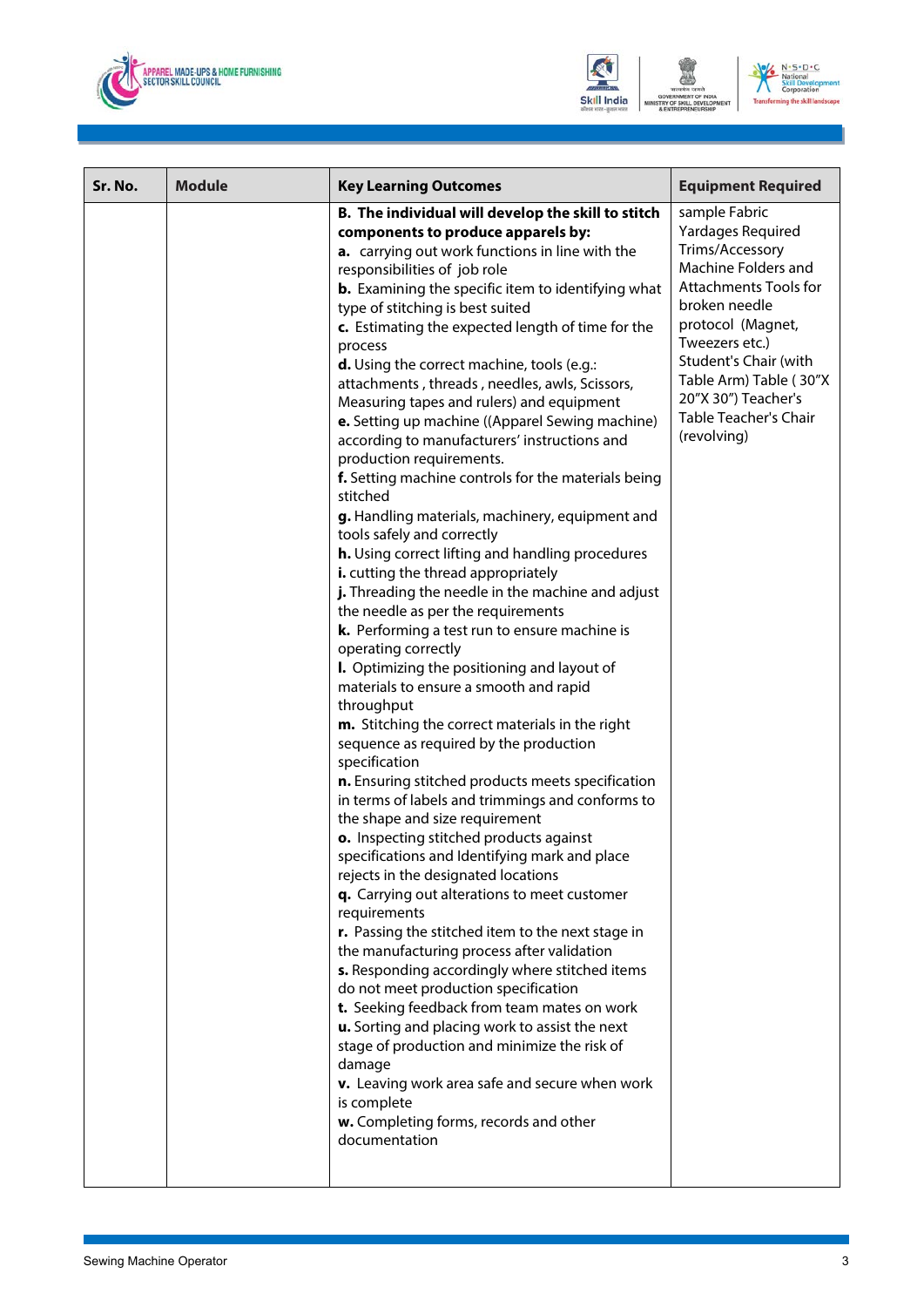| Sr. No. | Module | Key Learning Outcomes | Equipment Required |
| --- | --- | --- | --- |
| | | **B. The individual will develop the skill to stitch components to produce apparels by:**<br>**a.** carrying out work functions in line with the responsibilities of job role<br>**b.** Examining the specific item to identifying what type of stitching is best suited<br>**c.** Estimating the expected length of time for the process<br>**d.** Using the correct machine, tools (e.g.: attachments , threads , needles, awls, Scissors, Measuring tapes and rulers) and equipment<br>**e.** Setting up machine ((Apparel Sewing machine) according to manufacturers' instructions and production requirements.<br>**f.** Setting machine controls for the materials being stitched<br>**g.** Handling materials, machinery, equipment and tools safely and correctly<br>**h.** Using correct lifting and handling procedures<br>**i.** cutting the thread appropriately<br>**j.** Threading the needle in the machine and adjust the needle as per the requirements<br>**k.** Performing a test run to ensure machine is operating correctly<br>**l.** Optimizing the positioning and layout of materials to ensure a smooth and rapid throughput<br>**m.** Stitching the correct materials in the right sequence as required by the production specification<br>**n.** Ensuring stitched products meets specification in terms of labels and trimmings and conforms to the shape and size requirement<br>**o.** Inspecting stitched products against specifications and Identifying mark and place rejects in the designated locations<br>**q.** Carrying out alterations to meet customer requirements<br>**r.** Passing the stitched item to the next stage in the manufacturing process after validation<br>**s.** Responding accordingly where stitched items do not meet production specification<br>**t.** Seeking feedback from team mates on work<br>**u.** Sorting and placing work to assist the next stage of production and minimize the risk of damage<br>**v.** Leaving work area safe and secure when work is complete<br>**w.** Completing forms, records and other documentation | sample Fabric Yardages Required Trims/Accessory Machine Folders and Attachments Tools for broken needle protocol (Magnet, Tweezers etc.) Student's Chair (with Table Arm) Table ( 30"X 20"X 30") Teacher's Table Teacher's Chair (revolving) |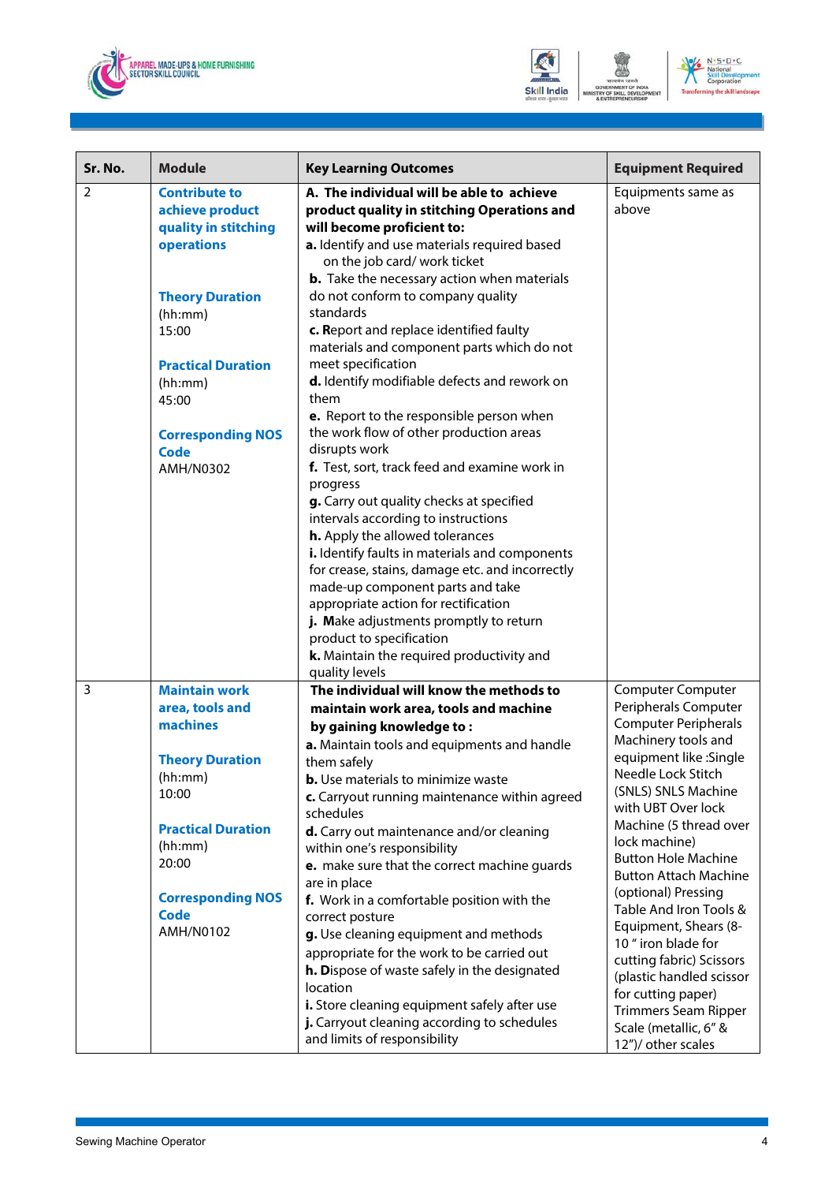| Sr. No. | Module | Key Learning Outcomes | Equipment Required |
|---|---|---|---|
| 2 | **Contribute to achieve product quality in stitching operations**<br><br>**Theory Duration** (hh:mm) 15:00<br><br>**Practical Duration** (hh:mm) 45:00<br><br>**Corresponding NOS Code** AMH/N0302 | **A. The individual will be able to achieve product quality in stitching Operations and will become proficient to:**<br>**a.** Identify and use materials required based on the job card/ work ticket<br>**b.** Take the necessary action when materials do not conform to company quality standards<br>**c.** Report and replace identified faulty materials and component parts which do not meet specification<br>**d.** Identify modifiable defects and rework on them<br>**e.** Report to the responsible person when the work flow of other production areas disrupts work<br>**f.** Test, sort, track feed and examine work in progress<br>**g.** Carry out quality checks at specified intervals according to instructions<br>**h.** Apply the allowed tolerances<br>**i.** Identify faults in materials and components for crease, stains, damage etc. and incorrectly made-up component parts and take appropriate action for rectification<br>**j.** Make adjustments promptly to return product to specification<br>**k.** Maintain the required productivity and quality levels | Equipments same as above |
| 3 | **Maintain work area, tools and machines**<br><br>**Theory Duration** (hh:mm) 10:00<br><br>**Practical Duration** (hh:mm) 20:00<br><br>**Corresponding NOS Code** AMH/N0102 | **The individual will know the methods to maintain work area, tools and machine by gaining knowledge to :**<br>**a.** Maintain tools and equipments and handle them safely<br>**b.** Use materials to minimize waste<br>**c.** Carryout running maintenance within agreed schedules<br>**d.** Carry out maintenance and/or cleaning within one's responsibility<br>**e.** make sure that the correct machine guards are in place<br>**f.** Work in a comfortable position with the correct posture<br>**g.** Use cleaning equipment and methods appropriate for the work to be carried out<br>**h.** Dispose of waste safely in the designated location<br>**i.** Store cleaning equipment safely after use<br>**j.** Carryout cleaning according to schedules and limits of responsibility | Computer Computer Peripherals Computer Computer Peripherals Machinery tools and equipment like :Single Needle Lock Stitch (SNLS) SNLS Machine with UBT Over lock Machine (5 thread over lock machine) Button Hole Machine Button Attach Machine (optional) Pressing Table And Iron Tools & Equipment, Shears (8-10 " iron blade for cutting fabric) Scissors (plastic handled scissor for cutting paper) Trimmers Seam Ripper Scale (metallic, 6" & 12")/ other scales |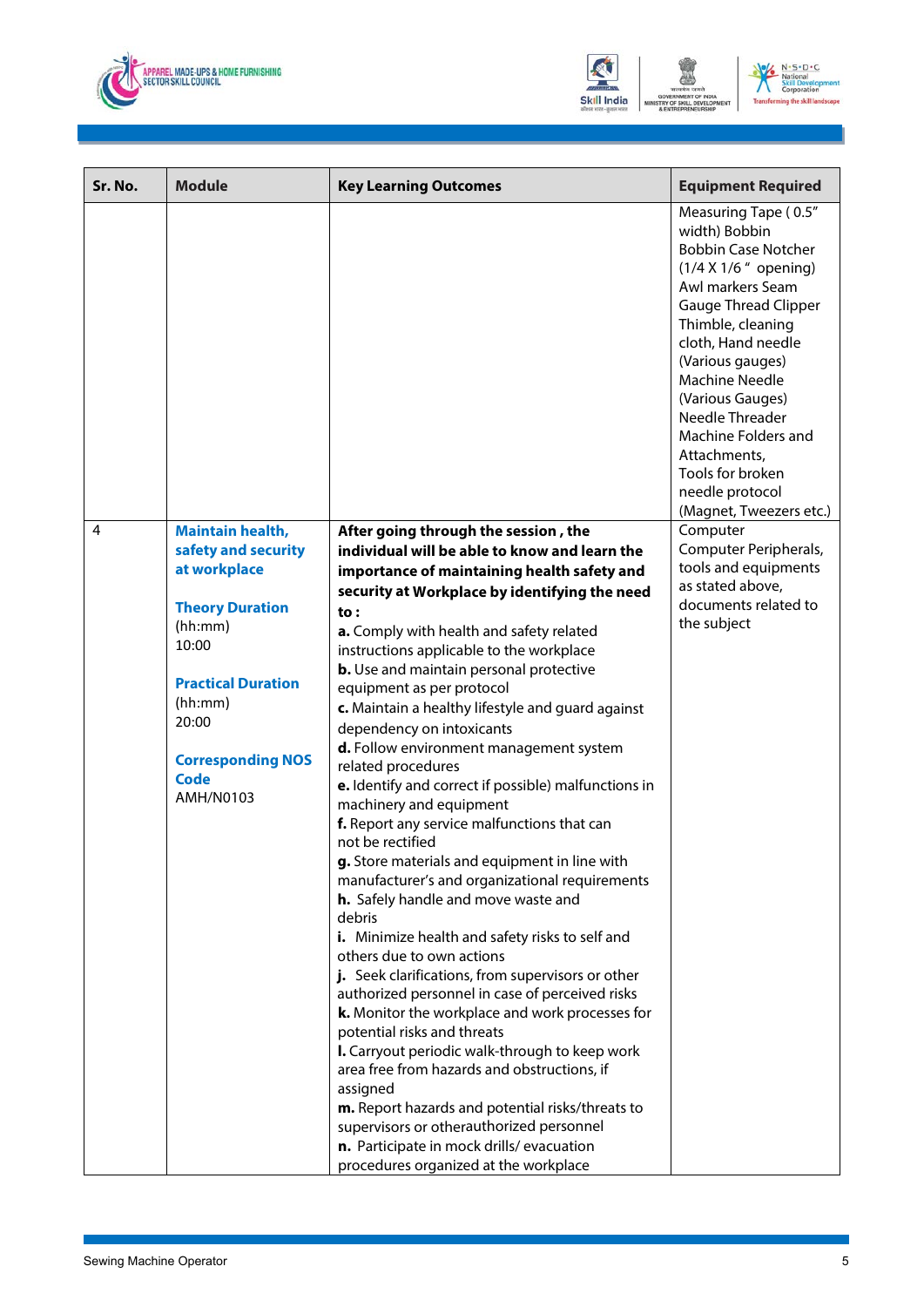| Sr. No. | Module | Key Learning Outcomes | Equipment Required |
|---|---|---|---|
| | | | Measuring Tape ( 0.5" width) Bobbin Bobbin Case Notcher (1/4 X 1/6 " opening) Awl markers Seam Gauge Thread Clipper Thimble, cleaning cloth, Hand needle (Various gauges) Machine Needle (Various Gauges) Needle Threader Machine Folders and Attachments, Tools for broken needle protocol (Magnet, Tweezers etc.) |
| 4 | **Maintain health, safety and security at workplace**<br><br>**Theory Duration** (hh:mm)<br>10:00<br><br>**Practical Duration** (hh:mm)<br>20:00<br><br>**Corresponding NOS Code**<br>AMH/N0103 | **After going through the session , the individual will be able to know and learn the importance of maintaining health safety and security at Workplace by identifying the need to :**<br>**a.** Comply with health and safety related instructions applicable to the workplace<br>**b.** Use and maintain personal protective equipment as per protocol<br>**c.** Maintain a healthy lifestyle and guard against dependency on intoxicants<br>**d.** Follow environment management system related procedures<br>**e.** Identify and correct if possible) malfunctions in machinery and equipment<br>**f.** Report any service malfunctions that can not be rectified<br>**g.** Store materials and equipment in line with manufacturer's and organizational requirements<br>**h.** Safely handle and move waste and debris<br>**i.** Minimize health and safety risks to self and others due to own actions<br>**j.** Seek clarifications, from supervisors or other authorized personnel in case of perceived risks<br>**k.** Monitor the workplace and work processes for potential risks and threats<br>**l.** Carryout periodic walk-through to keep work area free from hazards and obstructions, if assigned<br>**m.** Report hazards and potential risks/threats to supervisors or otherauthorized personnel<br>**n.** Participate in mock drills/ evacuation procedures organized at the workplace | Computer Computer Peripherals, tools and equipments as stated above, documents related to the subject |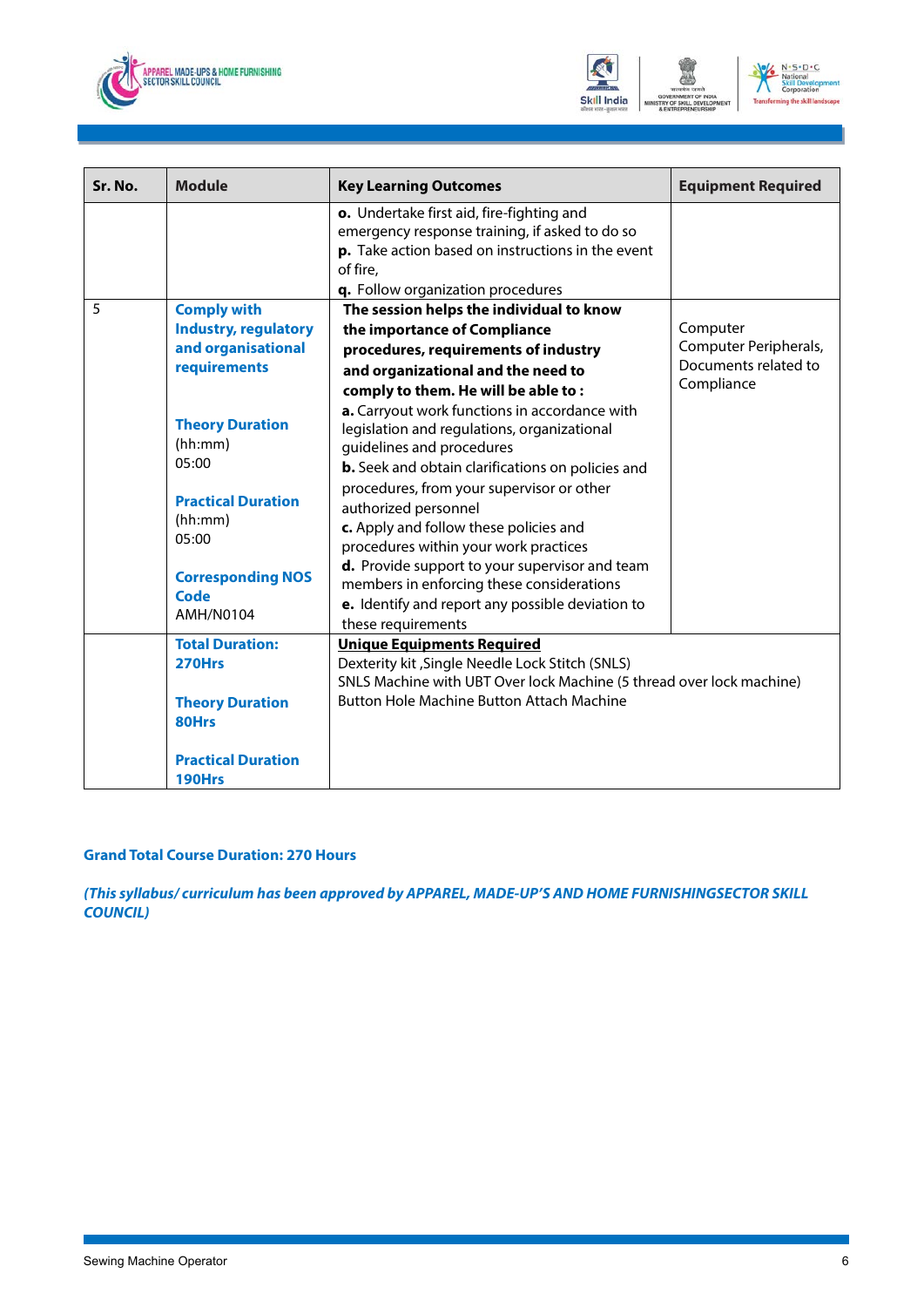| Sr. No. | Module | Key Learning Outcomes | Equipment Required |
| --- | --- | --- | --- |
| | | **o.** Undertake first aid, fire-fighting and emergency response training, if asked to do so<br>**p.** Take action based on instructions in the event of fire,<br>**q.** Follow organization procedures | |
| 5 | **Comply with Industry, regulatory and organisational requirements**<br><br>**Theory Duration** (hh:mm) 05:00<br><br>**Practical Duration** (hh:mm) 05:00<br><br>**Corresponding NOS Code** AMH/N0104 | **The session helps the individual to know the importance of Compliance procedures, requirements of industry and organizational and the need to comply to them. He will be able to :**<br>**a.** Carryout work functions in accordance with legislation and regulations, organizational guidelines and procedures<br>**b.** Seek and obtain clarifications on policies and procedures, from your supervisor or other authorized personnel<br>**c.** Apply and follow these policies and procedures within your work practices<br>**d.** Provide support to your supervisor and team members in enforcing these considerations<br>**e.** Identify and report any possible deviation to these requirements | Computer Computer Peripherals, Documents related to Compliance |
| | **Total Duration: 270Hrs**<br><br>**Theory Duration 80Hrs**<br><br>**Practical Duration 190Hrs** | **<u>Unique Equipments Required</u>**<br>Dexterity kit ,Single Needle Lock Stitch (SNLS)<br>SNLS Machine with UBT Over lock Machine (5 thread over lock machine)<br>Button Hole Machine Button Attach Machine | |

**Grand Total Course Duration: 270 Hours**

***(This syllabus/ curriculum has been approved by APPAREL, MADE-UP'S AND HOME FURNISHINGSECTOR SKILL COUNCIL)***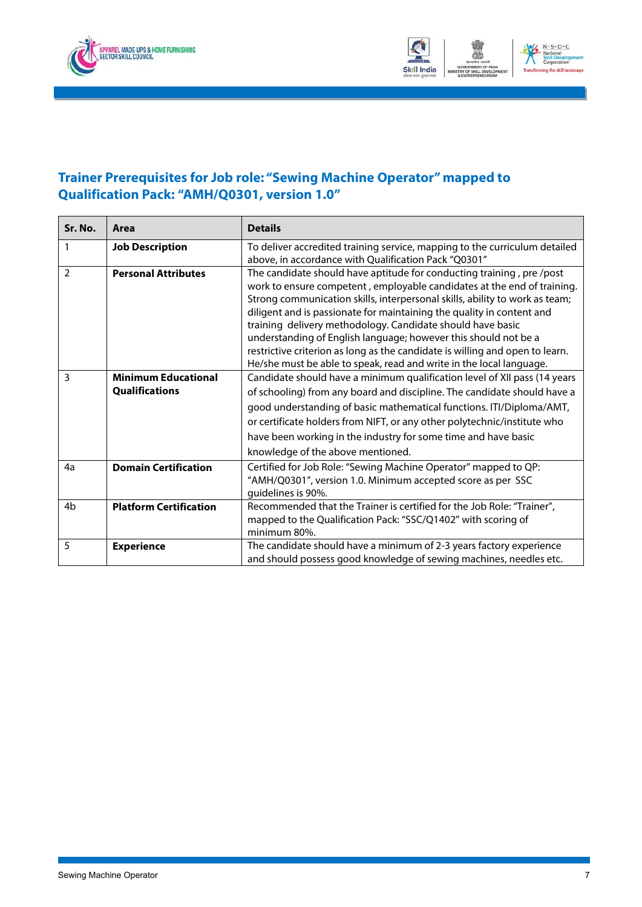## Trainer Prerequisites for Job role: "Sewing Machine Operator" mapped to Qualification Pack: "AMH/Q0301, version 1.0"

| Sr. No. | Area | Details |
|---|---|---|
| 1 | **Job Description** | To deliver accredited training service, mapping to the curriculum detailed above, in accordance with Qualification Pack "Q0301" |
| 2 | **Personal Attributes** | The candidate should have aptitude for conducting training , pre /post work to ensure competent , employable candidates at the end of training. Strong communication skills, interpersonal skills, ability to work as team; diligent and is passionate for maintaining the quality in content and training delivery methodology. Candidate should have basic understanding of English language; however this should not be a restrictive criterion as long as the candidate is willing and open to learn. He/she must be able to speak, read and write in the local language. |
| 3 | **Minimum Educational Qualifications** | Candidate should have a minimum qualification level of XII pass (14 years of schooling) from any board and discipline. The candidate should have a good understanding of basic mathematical functions. ITI/Diploma/AMT, or certificate holders from NIFT, or any other polytechnic/institute who have been working in the industry for some time and have basic knowledge of the above mentioned. |
| 4a | **Domain Certification** | Certified for Job Role: "Sewing Machine Operator" mapped to QP: "AMH/Q0301", version 1.0. Minimum accepted score as per SSC guidelines is 90%. |
| 4b | **Platform Certification** | Recommended that the Trainer is certified for the Job Role: "Trainer", mapped to the Qualification Pack: "SSC/Q1402" with scoring of minimum 80%. |
| 5 | **Experience** | The candidate should have a minimum of 2-3 years factory experience and should possess good knowledge of sewing machines, needles etc. |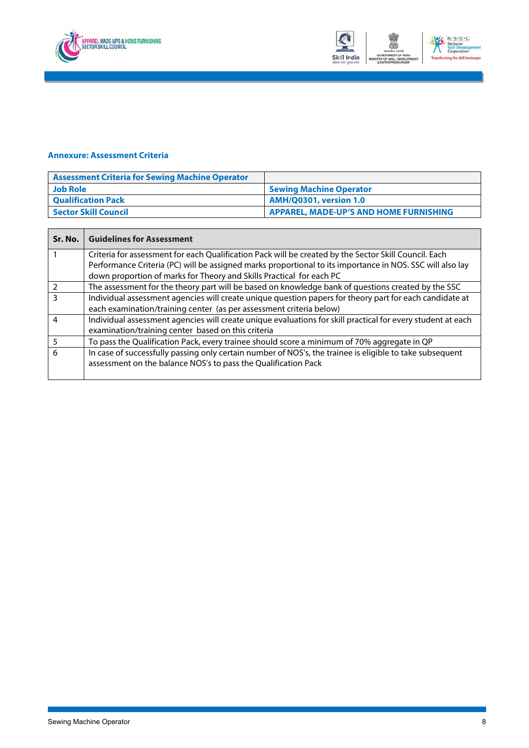## Annexure: Assessment Criteria

| Assessment Criteria for Sewing Machine Operator | |
|---|---|
| **Job Role** | **Sewing Machine Operator** |
| **Qualification Pack** | **AMH/Q0301, version 1.0** |
| **Sector Skill Council** | **APPAREL, MADE-UP'S AND HOME FURNISHING** |

| Sr. No. | Guidelines for Assessment |
|---|---|
| 1 | Criteria for assessment for each Qualification Pack will be created by the Sector Skill Council. Each Performance Criteria (PC) will be assigned marks proportional to its importance in NOS. SSC will also lay down proportion of marks for Theory and Skills Practical for each PC |
| 2 | The assessment for the theory part will be based on knowledge bank of questions created by the SSC |
| 3 | Individual assessment agencies will create unique question papers for theory part for each candidate at each examination/training center (as per assessment criteria below) |
| 4 | Individual assessment agencies will create unique evaluations for skill practical for every student at each examination/training center based on this criteria |
| 5 | To pass the Qualification Pack, every trainee should score a minimum of 70% aggregate in QP |
| 6 | In case of successfully passing only certain number of NOS's, the trainee is eligible to take subsequent assessment on the balance NOS's to pass the Qualification Pack |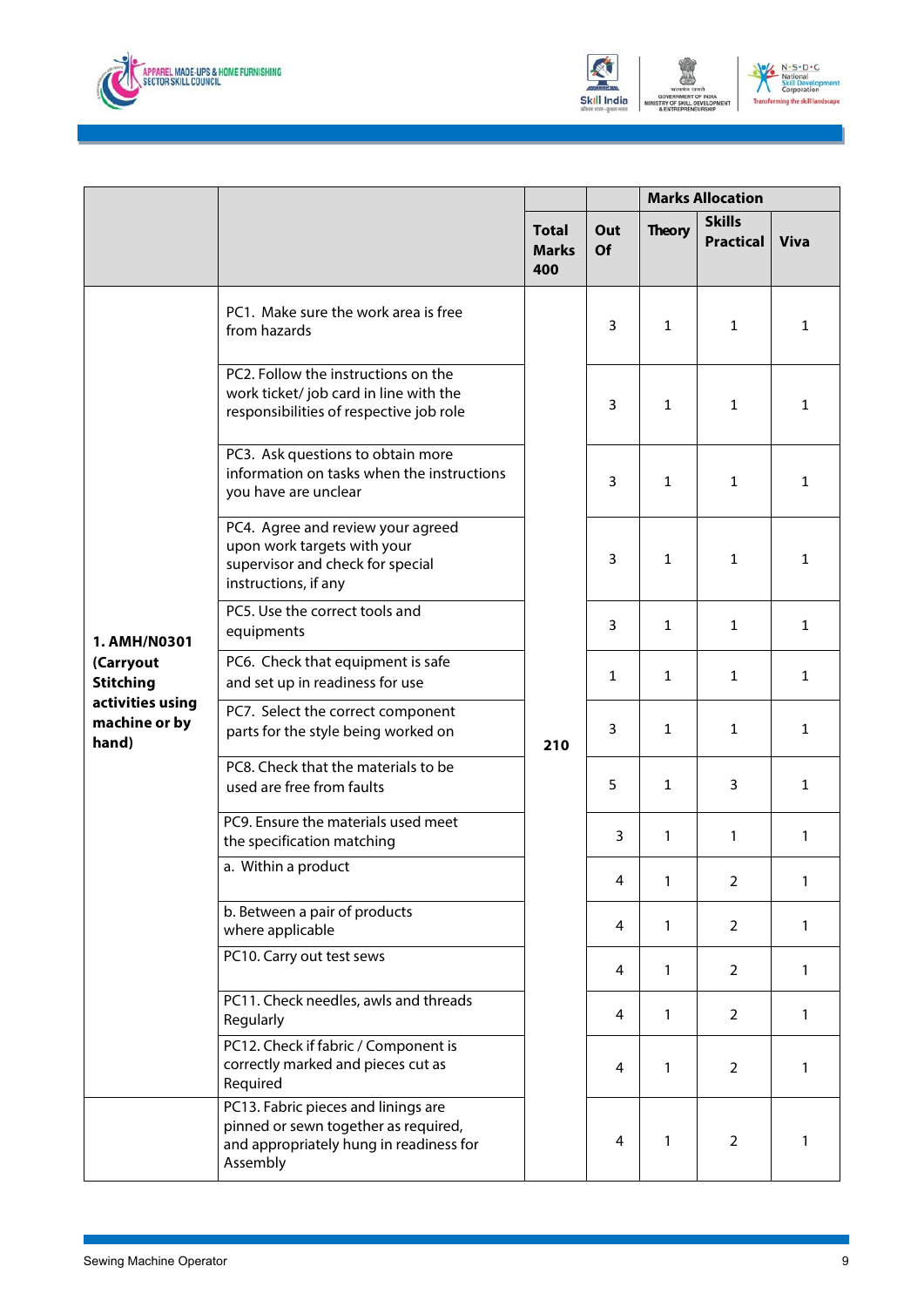| | | Total Marks 400 | Out Of | Marks Allocation | | |
|---|---|---|---|---|---|---|
| | | | | Theory | Skills Practical | Viva |
| **1. AMH/N0301 (Carryout Stitching activities using machine or by hand)** | PC1. Make sure the work area is free from hazards | 210 | 3 | 1 | 1 | 1 |
| | PC2. Follow the instructions on the work ticket/ job card in line with the responsibilities of respective job role | | 3 | 1 | 1 | 1 |
| | PC3. Ask questions to obtain more information on tasks when the instructions you have are unclear | | 3 | 1 | 1 | 1 |
| | PC4. Agree and review your agreed upon work targets with your supervisor and check for special instructions, if any | | 3 | 1 | 1 | 1 |
| | PC5. Use the correct tools and equipments | | 3 | 1 | 1 | 1 |
| | PC6. Check that equipment is safe and set up in readiness for use | | 1 | 1 | 1 | 1 |
| | PC7. Select the correct component parts for the style being worked on | | 3 | 1 | 1 | 1 |
| | PC8. Check that the materials to be used are free from faults | | 5 | 1 | 3 | 1 |
| | PC9. Ensure the materials used meet the specification matching | | 3 | 1 | 1 | 1 |
| | a. Within a product | | 4 | 1 | 2 | 1 |
| | b. Between a pair of products where applicable | | 4 | 1 | 2 | 1 |
| | PC10. Carry out test sews | | 4 | 1 | 2 | 1 |
| | PC11. Check needles, awls and threads Regularly | | 4 | 1 | 2 | 1 |
| | PC12. Check if fabric / Component is correctly marked and pieces cut as Required | | 4 | 1 | 2 | 1 |
| | PC13. Fabric pieces and linings are pinned or sewn together as required, and appropriately hung in readiness for Assembly | | 4 | 1 | 2 | 1 |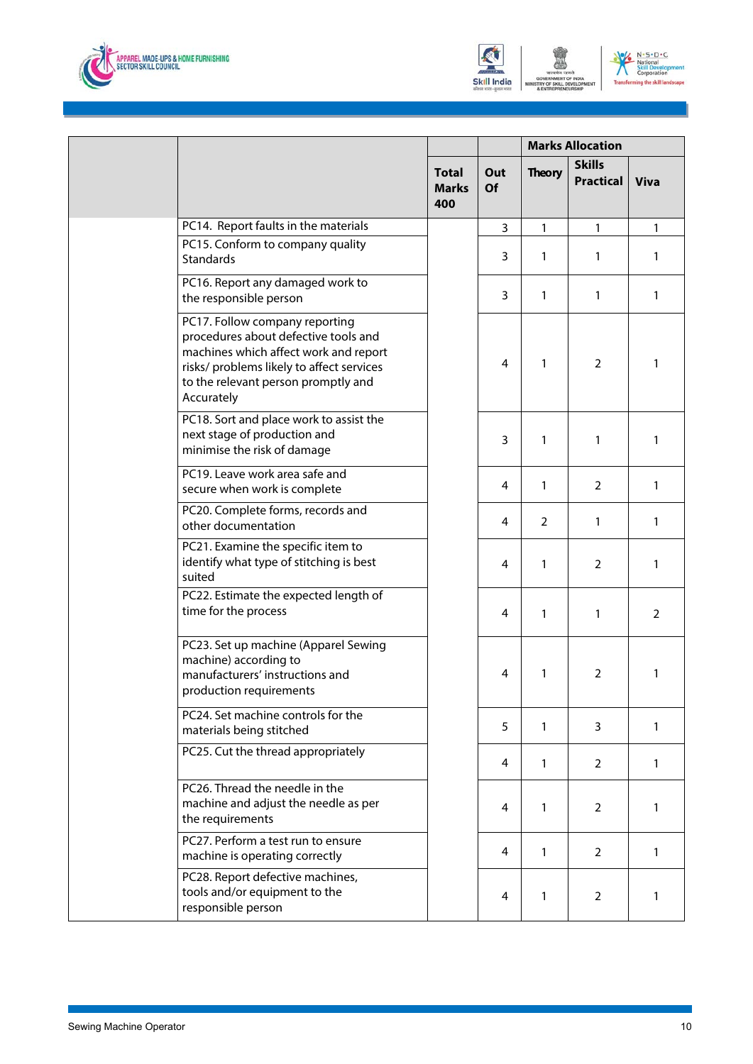| | | Total Marks 400 | Out Of | Marks Allocation | | |
|---|---|---|---|---|---|---|
| | | | | Theory | Skills Practical | Viva |
| | PC14. Report faults in the materials | | 3 | 1 | 1 | 1 |
| | PC15. Conform to company quality Standards | | 3 | 1 | 1 | 1 |
| | PC16. Report any damaged work to the responsible person | | 3 | 1 | 1 | 1 |
| | PC17. Follow company reporting procedures about defective tools and machines which affect work and report risks/ problems likely to affect services to the relevant person promptly and Accurately | | 4 | 1 | 2 | 1 |
| | PC18. Sort and place work to assist the next stage of production and minimise the risk of damage | | 3 | 1 | 1 | 1 |
| | PC19. Leave work area safe and secure when work is complete | | 4 | 1 | 2 | 1 |
| | PC20. Complete forms, records and other documentation | | 4 | 2 | 1 | 1 |
| | PC21. Examine the specific item to identify what type of stitching is best suited | | 4 | 1 | 2 | 1 |
| | PC22. Estimate the expected length of time for the process | | 4 | 1 | 1 | 2 |
| | PC23. Set up machine (Apparel Sewing machine) according to manufacturers' instructions and production requirements | | 4 | 1 | 2 | 1 |
| | PC24. Set machine controls for the materials being stitched | | 5 | 1 | 3 | 1 |
| | PC25. Cut the thread appropriately | | 4 | 1 | 2 | 1 |
| | PC26. Thread the needle in the machine and adjust the needle as per the requirements | | 4 | 1 | 2 | 1 |
| | PC27. Perform a test run to ensure machine is operating correctly | | 4 | 1 | 2 | 1 |
| | PC28. Report defective machines, tools and/or equipment to the responsible person | | 4 | 1 | 2 | 1 |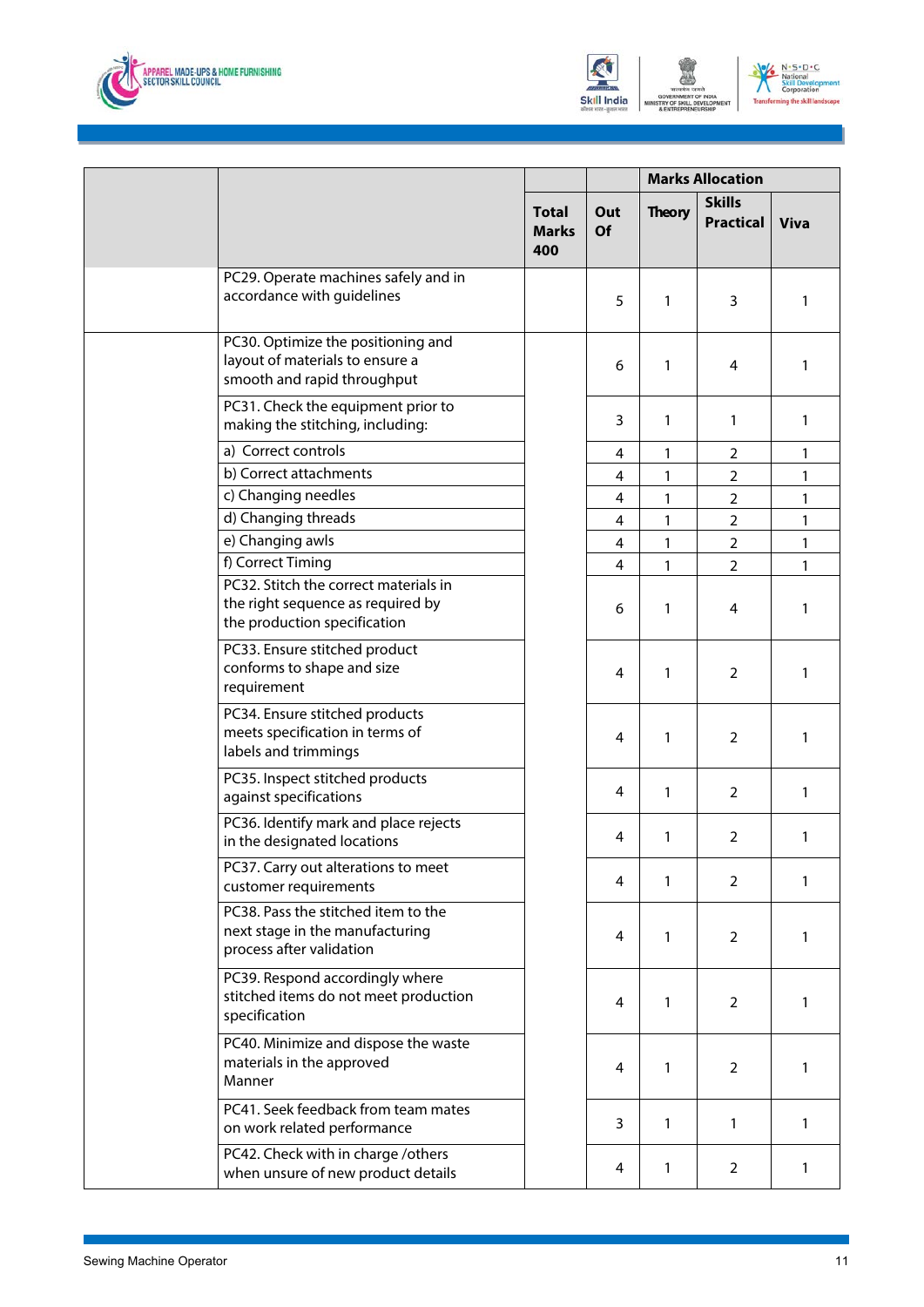| | | | | Marks Allocation | | |
|---|---|---|---|---|---|---|
| | | **Total Marks 400** | **Out Of** | **Theory** | **Skills Practical** | **Viva** |
| | PC29. Operate machines safely and in accordance with guidelines | | 5 | 1 | 3 | 1 |
| | PC30. Optimize the positioning and layout of materials to ensure a smooth and rapid throughput | | 6 | 1 | 4 | 1 |
| | PC31. Check the equipment prior to making the stitching, including: | | 3 | 1 | 1 | 1 |
| | a) Correct controls | | 4 | 1 | 2 | 1 |
| | b) Correct attachments | | 4 | 1 | 2 | 1 |
| | c) Changing needles | | 4 | 1 | 2 | 1 |
| | d) Changing threads | | 4 | 1 | 2 | 1 |
| | e) Changing awls | | 4 | 1 | 2 | 1 |
| | f) Correct Timing | | 4 | 1 | 2 | 1 |
| | PC32. Stitch the correct materials in the right sequence as required by the production specification | | 6 | 1 | 4 | 1 |
| | PC33. Ensure stitched product conforms to shape and size requirement | | 4 | 1 | 2 | 1 |
| | PC34. Ensure stitched products meets specification in terms of labels and trimmings | | 4 | 1 | 2 | 1 |
| | PC35. Inspect stitched products against specifications | | 4 | 1 | 2 | 1 |
| | PC36. Identify mark and place rejects in the designated locations | | 4 | 1 | 2 | 1 |
| | PC37. Carry out alterations to meet customer requirements | | 4 | 1 | 2 | 1 |
| | PC38. Pass the stitched item to the next stage in the manufacturing process after validation | | 4 | 1 | 2 | 1 |
| | PC39. Respond accordingly where stitched items do not meet production specification | | 4 | 1 | 2 | 1 |
| | PC40. Minimize and dispose the waste materials in the approved Manner | | 4 | 1 | 2 | 1 |
| | PC41. Seek feedback from team mates on work related performance | | 3 | 1 | 1 | 1 |
| | PC42. Check with in charge /others when unsure of new product details | | 4 | 1 | 2 | 1 |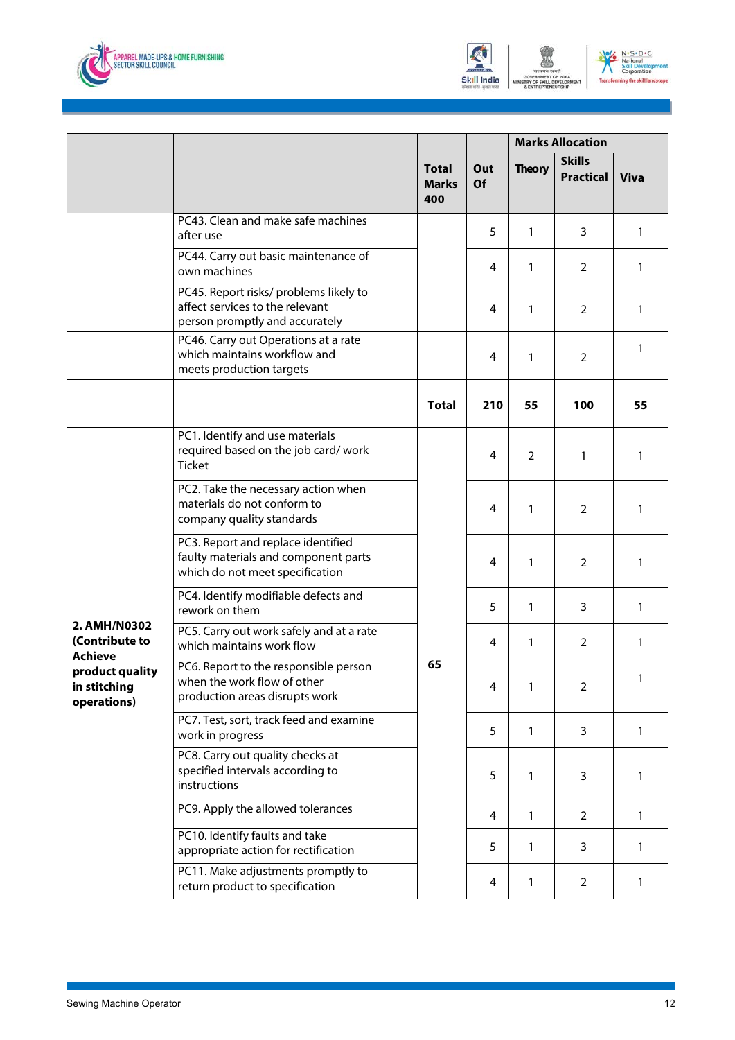| | | | | Marks Allocation | | |
|---|---|---|---|---|---|---|
| | | Total Marks 400 | Out Of | Theory | Skills Practical | Viva |
| | PC43. Clean and make safe machines after use | | 5 | 1 | 3 | 1 |
| | PC44. Carry out basic maintenance of own machines | | 4 | 1 | 2 | 1 |
| | PC45. Report risks/ problems likely to affect services to the relevant person promptly and accurately | | 4 | 1 | 2 | 1 |
| | PC46. Carry out Operations at a rate which maintains workflow and meets production targets | | 4 | 1 | 2 | 1 |
| | | **Total** | **210** | **55** | **100** | **55** |
| **2. AMH/N0302 (Contribute to Achieve product quality in stitching operations)** | PC1. Identify and use materials required based on the job card/ work Ticket | 65 | 4 | 2 | 1 | 1 |
| | PC2. Take the necessary action when materials do not conform to company quality standards | | 4 | 1 | 2 | 1 |
| | PC3. Report and replace identified faulty materials and component parts which do not meet specification | | 4 | 1 | 2 | 1 |
| | PC4. Identify modifiable defects and rework on them | | 5 | 1 | 3 | 1 |
| | PC5. Carry out work safely and at a rate which maintains work flow | | 4 | 1 | 2 | 1 |
| | PC6. Report to the responsible person when the work flow of other production areas disrupts work | | 4 | 1 | 2 | 1 |
| | PC7. Test, sort, track feed and examine work in progress | | 5 | 1 | 3 | 1 |
| | PC8. Carry out quality checks at specified intervals according to instructions | | 5 | 1 | 3 | 1 |
| | PC9. Apply the allowed tolerances | | 4 | 1 | 2 | 1 |
| | PC10. Identify faults and take appropriate action for rectification | | 5 | 1 | 3 | 1 |
| | PC11. Make adjustments promptly to return product to specification | | 4 | 1 | 2 | 1 |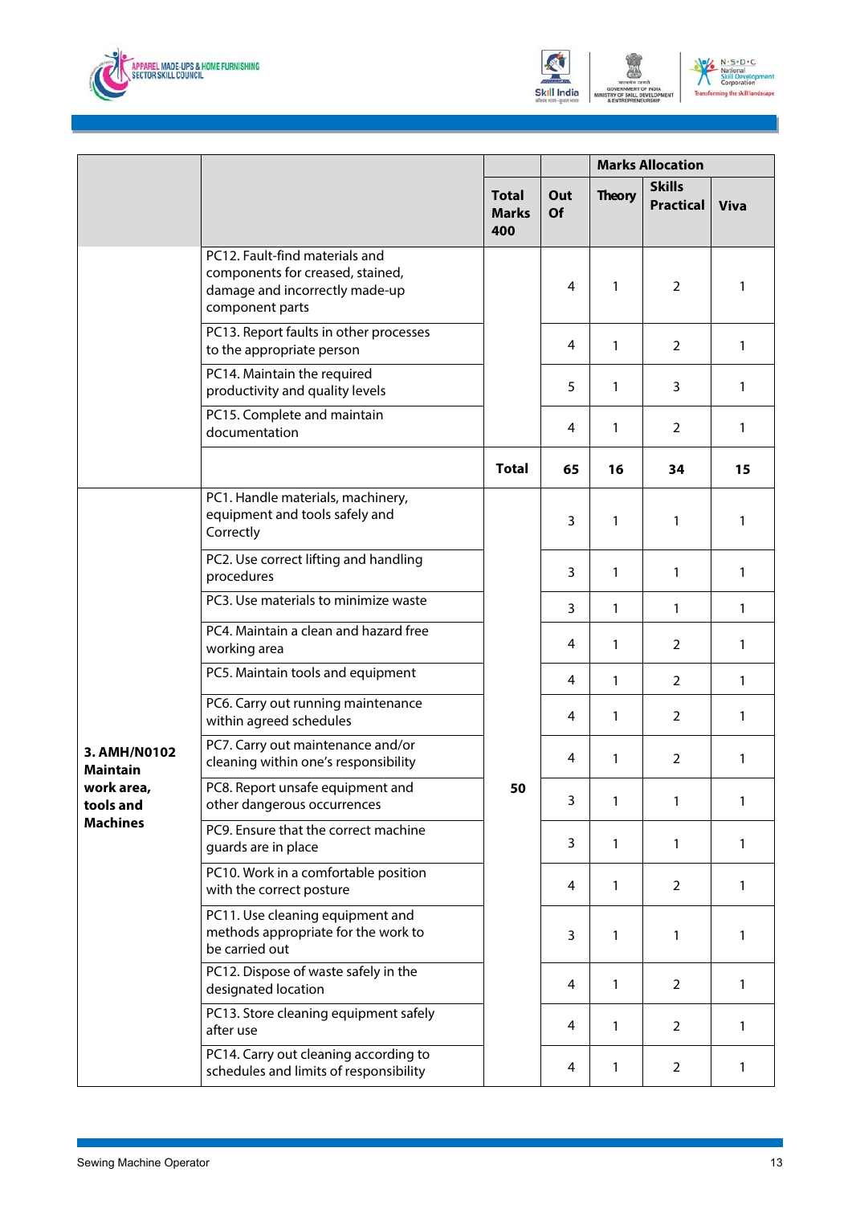| | | | | Marks Allocation | | |
|---|---|---|---|---|---|---|
| | | Total Marks 400 | Out Of | Theory | Skills Practical | Viva |
| | PC12. Fault-find materials and components for creased, stained, damage and incorrectly made-up component parts | | 4 | 1 | 2 | 1 |
| | PC13. Report faults in other processes to the appropriate person | | 4 | 1 | 2 | 1 |
| | PC14. Maintain the required productivity and quality levels | | 5 | 1 | 3 | 1 |
| | PC15. Complete and maintain documentation | | 4 | 1 | 2 | 1 |
| | | **Total** | **65** | **16** | **34** | **15** |
| **3. AMH/N0102 Maintain work area, tools and Machines** | PC1. Handle materials, machinery, equipment and tools safely and Correctly | **50** | 3 | 1 | 1 | 1 |
| | PC2. Use correct lifting and handling procedures | | 3 | 1 | 1 | 1 |
| | PC3. Use materials to minimize waste | | 3 | 1 | 1 | 1 |
| | PC4. Maintain a clean and hazard free working area | | 4 | 1 | 2 | 1 |
| | PC5. Maintain tools and equipment | | 4 | 1 | 2 | 1 |
| | PC6. Carry out running maintenance within agreed schedules | | 4 | 1 | 2 | 1 |
| | PC7. Carry out maintenance and/or cleaning within one's responsibility | | 4 | 1 | 2 | 1 |
| | PC8. Report unsafe equipment and other dangerous occurrences | | 3 | 1 | 1 | 1 |
| | PC9. Ensure that the correct machine guards are in place | | 3 | 1 | 1 | 1 |
| | PC10. Work in a comfortable position with the correct posture | | 4 | 1 | 2 | 1 |
| | PC11. Use cleaning equipment and methods appropriate for the work to be carried out | | 3 | 1 | 1 | 1 |
| | PC12. Dispose of waste safely in the designated location | | 4 | 1 | 2 | 1 |
| | PC13. Store cleaning equipment safely after use | | 4 | 1 | 2 | 1 |
| | PC14. Carry out cleaning according to schedules and limits of responsibility | | 4 | 1 | 2 | 1 |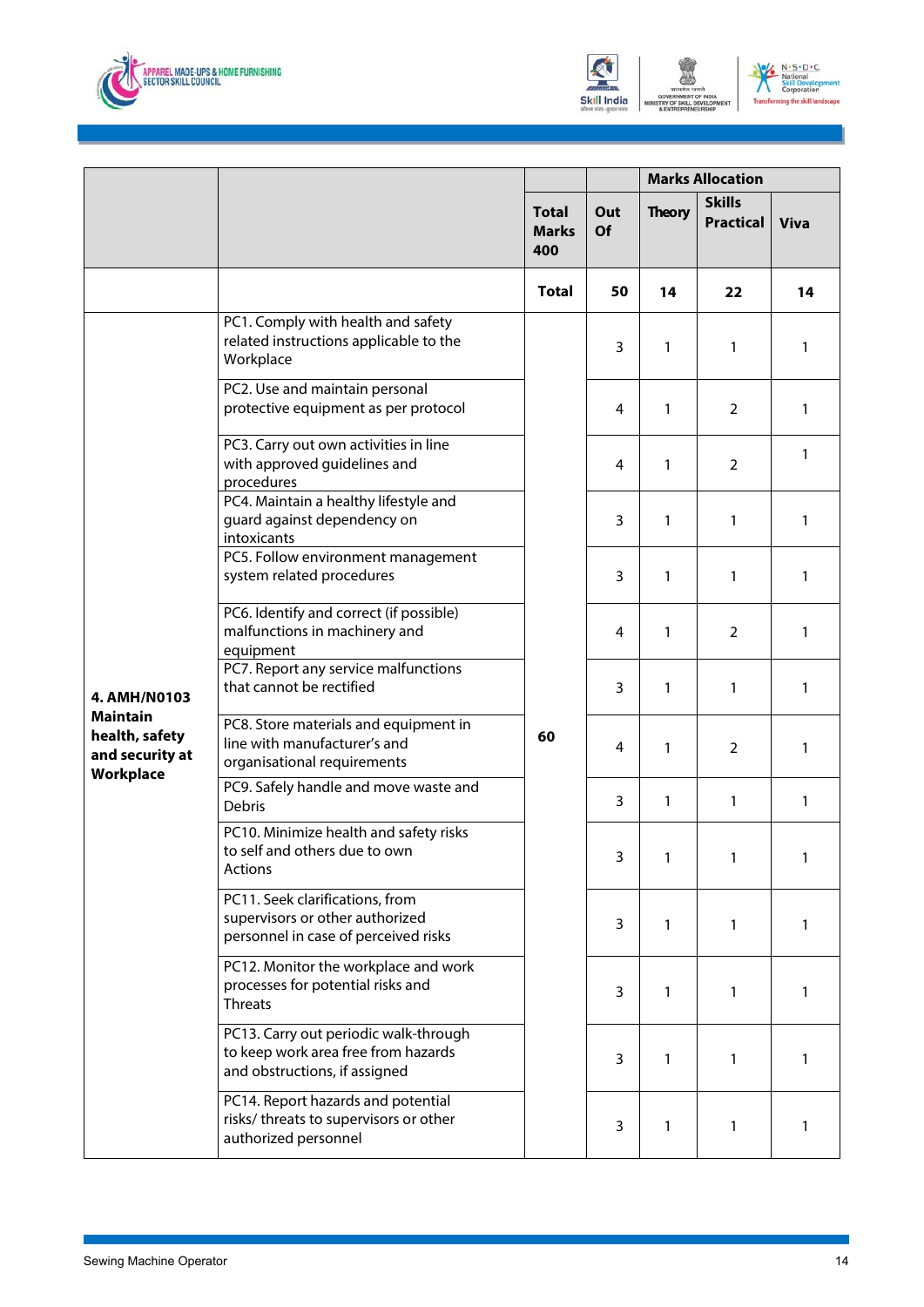| | | Total Marks 400 | Out Of | Marks Allocation | | |
|---|---|---|---|---|---|---|
| | | | | Theory | Skills Practical | Viva |
| | | Total | 50 | 14 | 22 | 14 |
| **4. AMH/N0103 Maintain health, safety and security at Workplace** | PC1. Comply with health and safety related instructions applicable to the Workplace | 60 | 3 | 1 | 1 | 1 |
| | PC2. Use and maintain personal protective equipment as per protocol | | 4 | 1 | 2 | 1 |
| | PC3. Carry out own activities in line with approved guidelines and procedures | | 4 | 1 | 2 | 1 |
| | PC4. Maintain a healthy lifestyle and guard against dependency on intoxicants | | 3 | 1 | 1 | 1 |
| | PC5. Follow environment management system related procedures | | 3 | 1 | 1 | 1 |
| | PC6. Identify and correct (if possible) malfunctions in machinery and equipment | | 4 | 1 | 2 | 1 |
| | PC7. Report any service malfunctions that cannot be rectified | | 3 | 1 | 1 | 1 |
| | PC8. Store materials and equipment in line with manufacturer's and organisational requirements | | 4 | 1 | 2 | 1 |
| | PC9. Safely handle and move waste and Debris | | 3 | 1 | 1 | 1 |
| | PC10. Minimize health and safety risks to self and others due to own Actions | | 3 | 1 | 1 | 1 |
| | PC11. Seek clarifications, from supervisors or other authorized personnel in case of perceived risks | | 3 | 1 | 1 | 1 |
| | PC12. Monitor the workplace and work processes for potential risks and Threats | | 3 | 1 | 1 | 1 |
| | PC13. Carry out periodic walk-through to keep work area free from hazards and obstructions, if assigned | | 3 | 1 | 1 | 1 |
| | PC14. Report hazards and potential risks/ threats to supervisors or other authorized personnel | | 3 | 1 | 1 | 1 |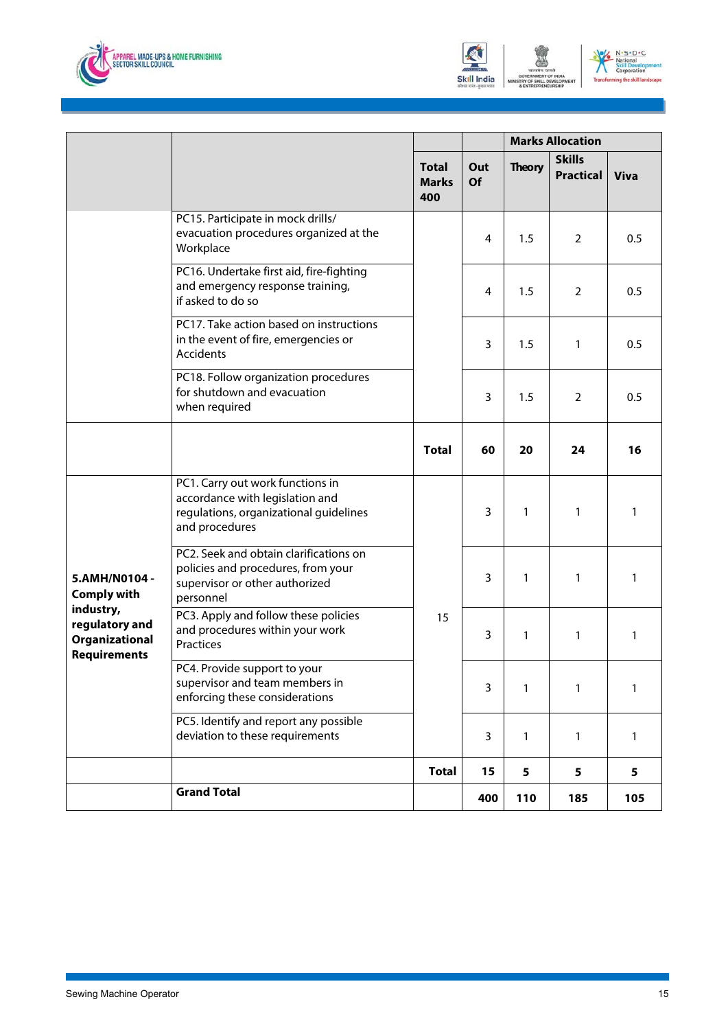| | | | | Marks Allocation | | |
|---|---|---|---|---|---|---|
| | | Total Marks 400 | Out Of | Theory | Skills Practical | Viva |
| | PC15. Participate in mock drills/ evacuation procedures organized at the Workplace | | 4 | 1.5 | 2 | 0.5 |
| | PC16. Undertake first aid, fire-fighting and emergency response training, if asked to do so | | 4 | 1.5 | 2 | 0.5 |
| | PC17. Take action based on instructions in the event of fire, emergencies or Accidents | | 3 | 1.5 | 1 | 0.5 |
| | PC18. Follow organization procedures for shutdown and evacuation when required | | 3 | 1.5 | 2 | 0.5 |
| | | **Total** | **60** | **20** | **24** | **16** |
| **5.AMH/N0104 - Comply with industry, regulatory and Organizational Requirements** | PC1. Carry out work functions in accordance with legislation and regulations, organizational guidelines and procedures | 15 | 3 | 1 | 1 | 1 |
| | PC2. Seek and obtain clarifications on policies and procedures, from your supervisor or other authorized personnel | | 3 | 1 | 1 | 1 |
| | PC3. Apply and follow these policies and procedures within your work Practices | | 3 | 1 | 1 | 1 |
| | PC4. Provide support to your supervisor and team members in enforcing these considerations | | 3 | 1 | 1 | 1 |
| | PC5. Identify and report any possible deviation to these requirements | | 3 | 1 | 1 | 1 |
| | | **Total** | **15** | **5** | **5** | **5** |
| | **Grand Total** | | **400** | **110** | **185** | **105** |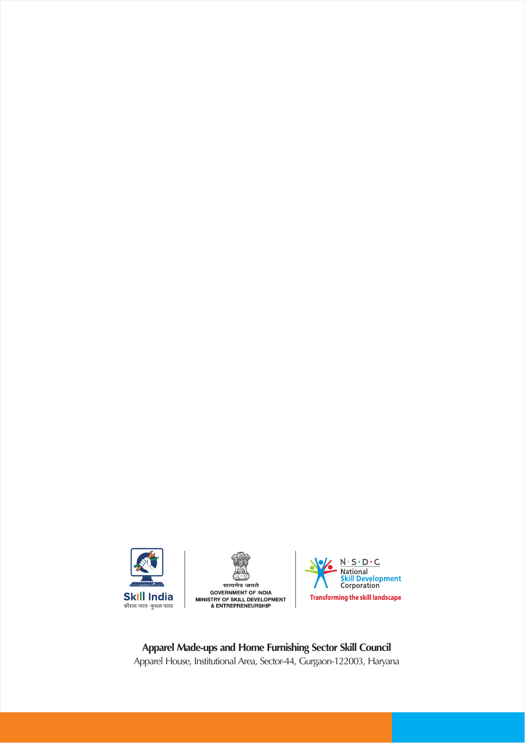Skill India

कौशल भारत - कुशल भारत

सत्यमेव जयते

GOVERNMENT OF INDIA
MINISTRY OF SKILL DEVELOPMENT
& ENTREPRENEURSHIP

N·S·D·C
National
Skill Development
Corporation

Transforming the skill landscape

**Apparel Made-ups and Home Furnishing Sector Skill Council**

Apparel House, Institutional Area, Sector-44, Gurgaon-122003, Haryana